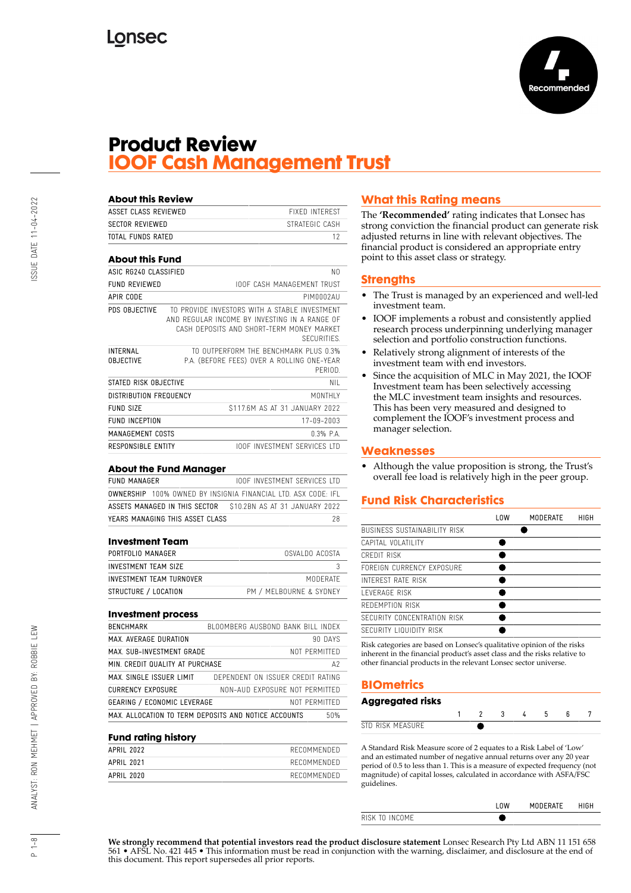# Product Review
## IOOF Cash Management Trust

Recommended

### About this Review

| | |
|---|---|
| ASSET CLASS REVIEWED | FIXED INTEREST |
| SECTOR REVIEWED | STRATEGIC CASH |
| TOTAL FUNDS RATED | 12 |

### About this Fund

| | |
|---|---|
| ASIC RG240 CLASSIFIED | NO |
| FUND REVIEWED | IOOF CASH MANAGEMENT TRUST |
| APIR CODE | PIM0002AU |
| PDS OBJECTIVE | TO PROVIDE INVESTORS WITH A STABLE INVESTMENT AND REGULAR INCOME BY INVESTING IN A RANGE OF CASH DEPOSITS AND SHORT-TERM MONEY MARKET SECURITIES. |
| INTERNAL OBJECTIVE | TO OUTPERFORM THE BENCHMARK PLUS 0.3% P.A. (BEFORE FEES) OVER A ROLLING ONE-YEAR PERIOD. |
| STATED RISK OBJECTIVE | NIL |
| DISTRIBUTION FREQUENCY | MONTHLY |
| FUND SIZE | $117.6M AS AT 31 JANUARY 2022 |
| FUND INCEPTION | 17-09-2003 |
| MANAGEMENT COSTS | 0.3% P.A. |
| RESPONSIBLE ENTITY | IOOF INVESTMENT SERVICES LTD |

### About the Fund Manager

| | |
|---|---|
| FUND MANAGER | IOOF INVESTMENT SERVICES LTD |
| OWNERSHIP | 100% OWNED BY INSIGNIA FINANCIAL LTD. ASX CODE: IFL |
| ASSETS MANAGED IN THIS SECTOR | $10.2BN AS AT 31 JANUARY 2022 |
| YEARS MANAGING THIS ASSET CLASS | 28 |

### Investment Team

| | |
|---|---|
| PORTFOLIO MANAGER | OSVALDO ACOSTA |
| INVESTMENT TEAM SIZE | 3 |
| INVESTMENT TEAM TURNOVER | MODERATE |
| STRUCTURE / LOCATION | PM / MELBOURNE & SYDNEY |

### Investment process

| | |
|---|---|
| BENCHMARK | BLOOMBERG AUSBOND BANK BILL INDEX |
| MAX. AVERAGE DURATION | 90 DAYS |
| MAX. SUB-INVESTMENT GRADE | NOT PERMITTED |
| MIN. CREDIT QUALITY AT PURCHASE | A2 |
| MAX. SINGLE ISSUER LIMIT | DEPENDENT ON ISSUER CREDIT RATING |
| CURRENCY EXPOSURE | NON-AUD EXPOSURE NOT PERMITTED |
| GEARING / ECONOMIC LEVERAGE | NOT PERMITTED |
| MAX. ALLOCATION TO TERM DEPOSITS AND NOTICE ACCOUNTS | 50% |

### Fund rating history

| | |
|---|---|
| APRIL 2022 | RECOMMENDED |
| APRIL 2021 | RECOMMENDED |
| APRIL 2020 | RECOMMENDED |

## What this Rating means

The **'Recommended'** rating indicates that Lonsec has strong conviction the financial product can generate risk adjusted returns in line with relevant objectives. The financial product is considered an appropriate entry point to this asset class or strategy.

## Strengths

- The Trust is managed by an experienced and well-led investment team.
- IOOF implements a robust and consistently applied research process underpinning underlying manager selection and portfolio construction functions.
- Relatively strong alignment of interests of the investment team with end investors.
- Since the acquisition of MLC in May 2021, the IOOF Investment team has been selectively accessing the MLC investment team insights and resources. This has been very measured and designed to complement the IOOF's investment process and manager selection.

## Weaknesses

- Although the value proposition is strong, the Trust's overall fee load is relatively high in the peer group.

## Fund Risk Characteristics

| | LOW | MODERATE | HIGH |
|---|---|---|---|
| BUSINESS SUSTAINABILITY RISK | ● (low–moderate) | | |
| CAPITAL VOLATILITY | ● | | |
| CREDIT RISK | ● | | |
| FOREIGN CURRENCY EXPOSURE | ● | | |
| INTEREST RATE RISK | ● | | |
| LEVERAGE RISK | ● | | |
| REDEMPTION RISK | ● | | |
| SECURITY CONCENTRATION RISK | ● | | |
| SECURITY LIQUIDITY RISK | ● | | |

Risk categories are based on Lonsec's qualitative opinion of the risks inherent in the financial product's asset class and the risks relative to other financial products in the relevant Lonsec sector universe.

## BIOmetrics

### Aggregated risks

| | 1 | 2 | 3 | 4 | 5 | 6 | 7 |
|---|---|---|---|---|---|---|---|
| STD RISK MEASURE | | ● | | | | | |

A Standard Risk Measure score of 2 equates to a Risk Label of 'Low' and an estimated number of negative annual returns over any 20 year period of 0.5 to less than 1. This is a measure of expected frequency (not magnitude) of capital losses, calculated in accordance with ASFA/FSC guidelines.

| | LOW | MODERATE | HIGH |
|---|---|---|---|
| RISK TO INCOME | ● | | |

**We strongly recommend that potential investors read the product disclosure statement** Lonsec Research Pty Ltd ABN 11 151 658 561 • AFSL No. 421 445 • This information must be read in conjunction with the warning, disclaimer, and disclosure at the end of this document. This report supersedes all prior reports.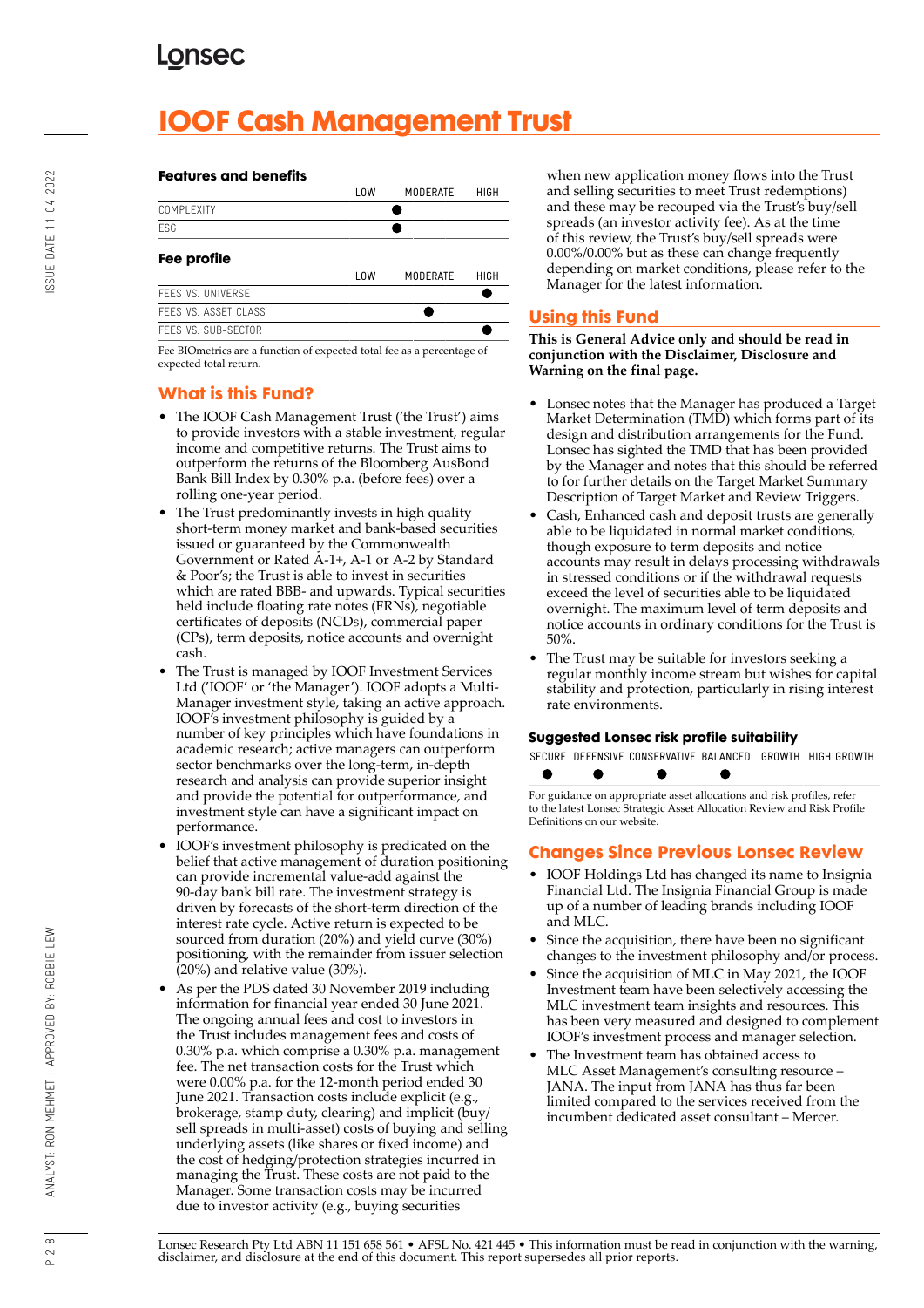# IOOF Cash Management Trust

### Features and benefits

| | LOW | MODERATE | HIGH |
|---|---|---|---|
| COMPLEXITY | | ● | |
| ESG | | ● | |

### Fee profile

| | LOW | MODERATE | HIGH |
|---|---|---|---|
| FEES VS. UNIVERSE | | | ● |
| FEES VS. ASSET CLASS | | ● | |
| FEES VS. SUB-SECTOR | | | ● |

Fee BIOmetrics are a function of expected total fee as a percentage of expected total return.

## What is this Fund?

- The IOOF Cash Management Trust ('the Trust') aims to provide investors with a stable investment, regular income and competitive returns. The Trust aims to outperform the returns of the Bloomberg AusBond Bank Bill Index by 0.30% p.a. (before fees) over a rolling one-year period.
- The Trust predominantly invests in high quality short-term money market and bank-based securities issued or guaranteed by the Commonwealth Government or Rated A-1+, A-1 or A-2 by Standard & Poor's; the Trust is able to invest in securities which are rated BBB- and upwards. Typical securities held include floating rate notes (FRNs), negotiable certificates of deposits (NCDs), commercial paper (CPs), term deposits, notice accounts and overnight cash.
- The Trust is managed by IOOF Investment Services Ltd ('IOOF' or 'the Manager'). IOOF adopts a Multi-Manager investment style, taking an active approach. IOOF's investment philosophy is guided by a number of key principles which have foundations in academic research; active managers can outperform sector benchmarks over the long-term, in-depth research and analysis can provide superior insight and provide the potential for outperformance, and investment style can have a significant impact on performance.
- IOOF's investment philosophy is predicated on the belief that active management of duration positioning can provide incremental value-add against the 90-day bank bill rate. The investment strategy is driven by forecasts of the short-term direction of the interest rate cycle. Active return is expected to be sourced from duration (20%) and yield curve (30%) positioning, with the remainder from issuer selection (20%) and relative value (30%).
- As per the PDS dated 30 November 2019 including information for financial year ended 30 June 2021. The ongoing annual fees and cost to investors in the Trust includes management fees and costs of 0.30% p.a. which comprise a 0.30% p.a. management fee. The net transaction costs for the Trust which were 0.00% p.a. for the 12-month period ended 30 June 2021. Transaction costs include explicit (e.g., brokerage, stamp duty, clearing) and implicit (buy/sell spreads in multi-asset) costs of buying and selling underlying assets (like shares or fixed income) and the cost of hedging/protection strategies incurred in managing the Trust. These costs are not paid to the Manager. Some transaction costs may be incurred due to investor activity (e.g., buying securities when new application money flows into the Trust and selling securities to meet Trust redemptions) and these may be recouped via the Trust's buy/sell spreads (an investor activity fee). As at the time of this review, the Trust's buy/sell spreads were 0.00%/0.00% but as these can change frequently depending on market conditions, please refer to the Manager for the latest information.

## Using this Fund

**This is General Advice only and should be read in conjunction with the Disclaimer, Disclosure and Warning on the final page.**

- Lonsec notes that the Manager has produced a Target Market Determination (TMD) which forms part of its design and distribution arrangements for the Fund. Lonsec has sighted the TMD that has been provided by the Manager and notes that this should be referred to for further details on the Target Market Summary Description of Target Market and Review Triggers.
- Cash, Enhanced cash and deposit trusts are generally able to be liquidated in normal market conditions, though exposure to term deposits and notice accounts may result in delays processing withdrawals in stressed conditions or if the withdrawal requests exceed the level of securities able to be liquidated overnight. The maximum level of term deposits and notice accounts in ordinary conditions for the Trust is 50%.
- The Trust may be suitable for investors seeking a regular monthly income stream but wishes for capital stability and protection, particularly in rising interest rate environments.

### Suggested Lonsec risk profile suitability

| SECURE | DEFENSIVE | CONSERVATIVE | BALANCED | GROWTH | HIGH GROWTH |
|---|---|---|---|---|---|
| ● | ● | ● | ● | | |

For guidance on appropriate asset allocations and risk profiles, refer to the latest Lonsec Strategic Asset Allocation Review and Risk Profile Definitions on our website.

## Changes Since Previous Lonsec Review

- IOOF Holdings Ltd has changed its name to Insignia Financial Ltd. The Insignia Financial Group is made up of a number of leading brands including IOOF and MLC.
- Since the acquisition, there have been no significant changes to the investment philosophy and/or process.
- Since the acquisition of MLC in May 2021, the IOOF Investment team have been selectively accessing the MLC investment team insights and resources. This has been very measured and designed to complement IOOF's investment process and manager selection.
- The Investment team has obtained access to MLC Asset Management's consulting resource – JANA. The input from JANA has thus far been limited compared to the services received from the incumbent dedicated asset consultant – Mercer.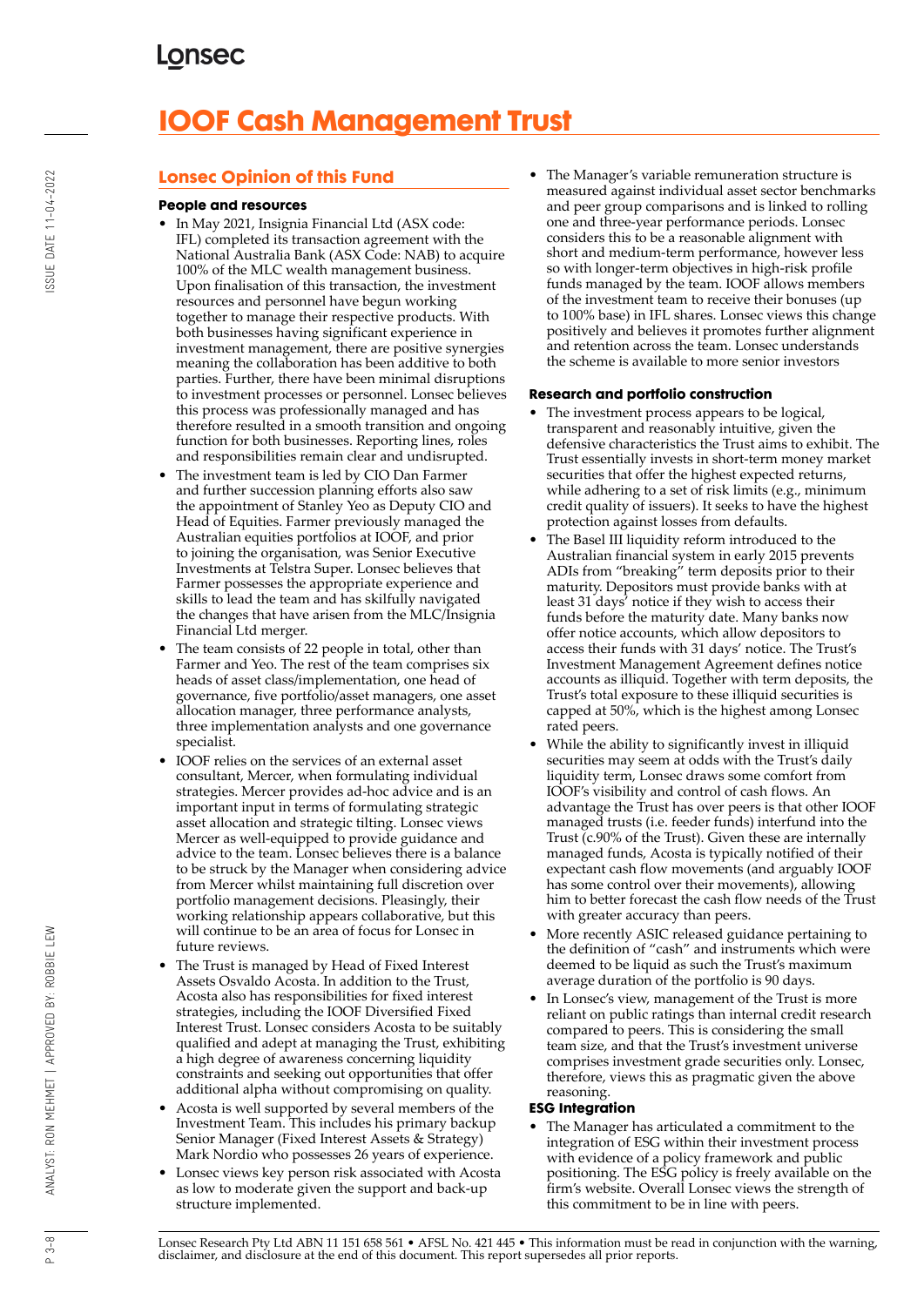# IOOF Cash Management Trust

## Lonsec Opinion of this Fund

### People and resources

- In May 2021, Insignia Financial Ltd (ASX code: IFL) completed its transaction agreement with the National Australia Bank (ASX Code: NAB) to acquire 100% of the MLC wealth management business. Upon finalisation of this transaction, the investment resources and personnel have begun working together to manage their respective products. With both businesses having significant experience in investment management, there are positive synergies meaning the collaboration has been additive to both parties. Further, there have been minimal disruptions to investment processes or personnel. Lonsec believes this process was professionally managed and has therefore resulted in a smooth transition and ongoing function for both businesses. Reporting lines, roles and responsibilities remain clear and undisrupted.
- The investment team is led by CIO Dan Farmer and further succession planning efforts also saw the appointment of Stanley Yeo as Deputy CIO and Head of Equities. Farmer previously managed the Australian equities portfolios at IOOF, and prior to joining the organisation, was Senior Executive Investments at Telstra Super. Lonsec believes that Farmer possesses the appropriate experience and skills to lead the team and has skilfully navigated the changes that have arisen from the MLC/Insignia Financial Ltd merger.
- The team consists of 22 people in total, other than Farmer and Yeo. The rest of the team comprises six heads of asset class/implementation, one head of governance, five portfolio/asset managers, one asset allocation manager, three performance analysts, three implementation analysts and one governance specialist.
- IOOF relies on the services of an external asset consultant, Mercer, when formulating individual strategies. Mercer provides ad-hoc advice and is an important input in terms of formulating strategic asset allocation and strategic tilting. Lonsec views Mercer as well-equipped to provide guidance and advice to the team. Lonsec believes there is a balance to be struck by the Manager when considering advice from Mercer whilst maintaining full discretion over portfolio management decisions. Pleasingly, their working relationship appears collaborative, but this will continue to be an area of focus for Lonsec in future reviews.
- The Trust is managed by Head of Fixed Interest Assets Osvaldo Acosta. In addition to the Trust, Acosta also has responsibilities for fixed interest strategies, including the IOOF Diversified Fixed Interest Trust. Lonsec considers Acosta to be suitably qualified and adept at managing the Trust, exhibiting a high degree of awareness concerning liquidity constraints and seeking out opportunities that offer additional alpha without compromising on quality.
- Acosta is well supported by several members of the Investment Team. This includes his primary backup Senior Manager (Fixed Interest Assets & Strategy) Mark Nordio who possesses 26 years of experience.
- Lonsec views key person risk associated with Acosta as low to moderate given the support and back-up structure implemented.
- The Manager's variable remuneration structure is measured against individual asset sector benchmarks and peer group comparisons and is linked to rolling one and three-year performance periods. Lonsec considers this to be a reasonable alignment with short and medium-term performance, however less so with longer-term objectives in high-risk profile funds managed by the team. IOOF allows members of the investment team to receive their bonuses (up to 100% base) in IFL shares. Lonsec views this change positively and believes it promotes further alignment and retention across the team. Lonsec understands the scheme is available to more senior investors

### Research and portfolio construction

- The investment process appears to be logical, transparent and reasonably intuitive, given the defensive characteristics the Trust aims to exhibit. The Trust essentially invests in short-term money market securities that offer the highest expected returns, while adhering to a set of risk limits (e.g., minimum credit quality of issuers). It seeks to have the highest protection against losses from defaults.
- The Basel III liquidity reform introduced to the Australian financial system in early 2015 prevents ADIs from "breaking" term deposits prior to their maturity. Depositors must provide banks with at least 31 days' notice if they wish to access their funds before the maturity date. Many banks now offer notice accounts, which allow depositors to access their funds with 31 days' notice. The Trust's Investment Management Agreement defines notice accounts as illiquid. Together with term deposits, the Trust's total exposure to these illiquid securities is capped at 50%, which is the highest among Lonsec rated peers.
- While the ability to significantly invest in illiquid securities may seem at odds with the Trust's daily liquidity term, Lonsec draws some comfort from IOOF's visibility and control of cash flows. An advantage the Trust has over peers is that other IOOF managed trusts (i.e. feeder funds) interfund into the Trust (c.90% of the Trust). Given these are internally managed funds, Acosta is typically notified of their expectant cash flow movements (and arguably IOOF has some control over their movements), allowing him to better forecast the cash flow needs of the Trust with greater accuracy than peers.
- More recently ASIC released guidance pertaining to the definition of "cash" and instruments which were deemed to be liquid as such the Trust's maximum average duration of the portfolio is 90 days.
- In Lonsec's view, management of the Trust is more reliant on public ratings than internal credit research compared to peers. This is considering the small team size, and that the Trust's investment universe comprises investment grade securities only. Lonsec, therefore, views this as pragmatic given the above reasoning.

### ESG Integration

- The Manager has articulated a commitment to the integration of ESG within their investment process with evidence of a policy framework and public positioning. The ESG policy is freely available on the firm's website. Overall Lonsec views the strength of this commitment to be in line with peers.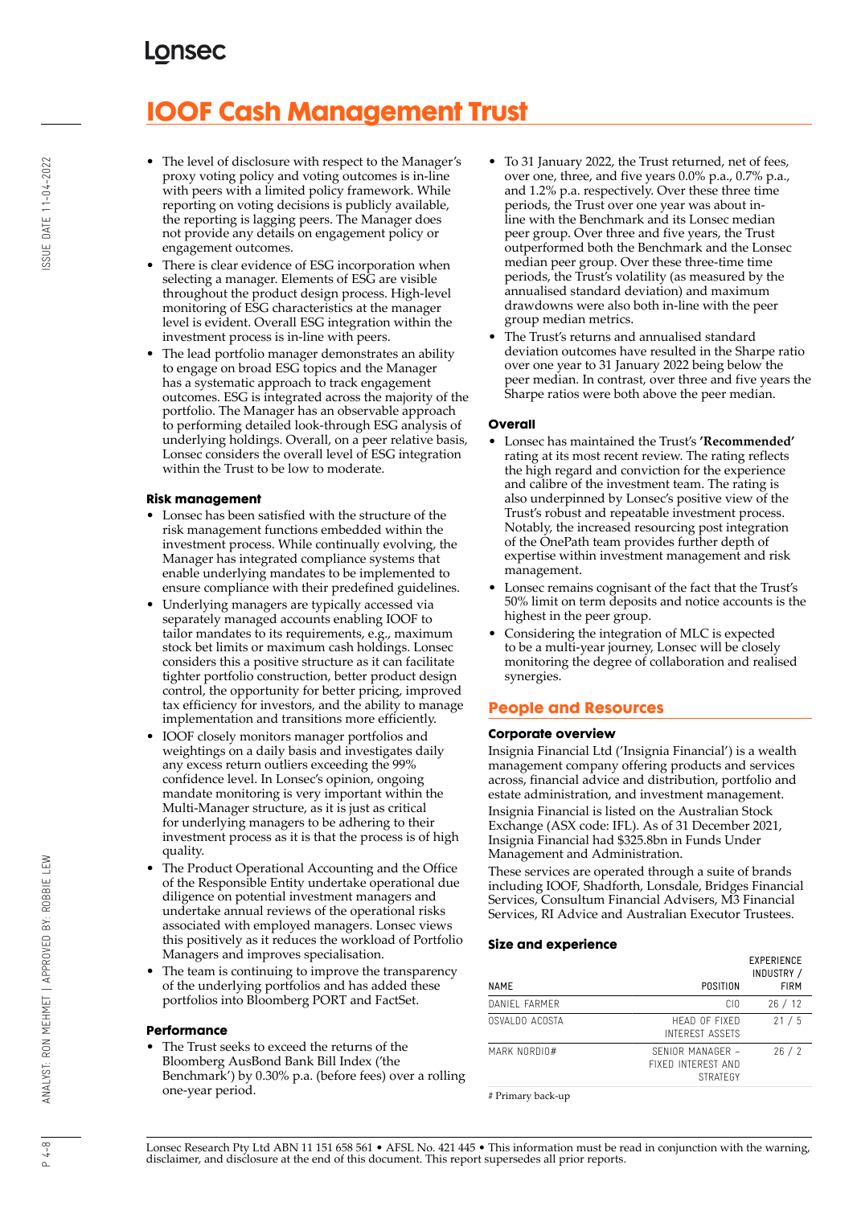# IOOF Cash Management Trust

- The level of disclosure with respect to the Manager's proxy voting policy and voting outcomes is in-line with peers with a limited policy framework. While reporting on voting decisions is publicly available, the reporting is lagging peers. The Manager does not provide any details on engagement policy or engagement outcomes.
- There is clear evidence of ESG incorporation when selecting a manager. Elements of ESG are visible throughout the product design process. High-level monitoring of ESG characteristics at the manager level is evident. Overall ESG integration within the investment process is in-line with peers.
- The lead portfolio manager demonstrates an ability to engage on broad ESG topics and the Manager has a systematic approach to track engagement outcomes. ESG is integrated across the majority of the portfolio. The Manager has an observable approach to performing detailed look-through ESG analysis of underlying holdings. Overall, on a peer relative basis, Lonsec considers the overall level of ESG integration within the Trust to be low to moderate.

### Risk management

- Lonsec has been satisfied with the structure of the risk management functions embedded within the investment process. While continually evolving, the Manager has integrated compliance systems that enable underlying mandates to be implemented to ensure compliance with their predefined guidelines.
- Underlying managers are typically accessed via separately managed accounts enabling IOOF to tailor mandates to its requirements, e.g., maximum stock bet limits or maximum cash holdings. Lonsec considers this a positive structure as it can facilitate tighter portfolio construction, better product design control, the opportunity for better pricing, improved tax efficiency for investors, and the ability to manage implementation and transitions more efficiently.
- IOOF closely monitors manager portfolios and weightings on a daily basis and investigates daily any excess return outliers exceeding the 99% confidence level. In Lonsec's opinion, ongoing mandate monitoring is very important within the Multi-Manager structure, as it is just as critical for underlying managers to be adhering to their investment process as it is that the process is of high quality.
- The Product Operational Accounting and the Office of the Responsible Entity undertake operational due diligence on potential investment managers and undertake annual reviews of the operational risks associated with employed managers. Lonsec views this positively as it reduces the workload of Portfolio Managers and improves specialisation.
- The team is continuing to improve the transparency of the underlying portfolios and has added these portfolios into Bloomberg PORT and FactSet.

### Performance

- The Trust seeks to exceed the returns of the Bloomberg AusBond Bank Bill Index ('the Benchmark') by 0.30% p.a. (before fees) over a rolling one-year period.
- To 31 January 2022, the Trust returned, net of fees, over one, three, and five years 0.0% p.a., 0.7% p.a., and 1.2% p.a. respectively. Over these three time periods, the Trust over one year was about in-line with the Benchmark and its Lonsec median peer group. Over three and five years, the Trust outperformed both the Benchmark and the Lonsec median peer group. Over these three-time time periods, the Trust's volatility (as measured by the annualised standard deviation) and maximum drawdowns were also both in-line with the peer group median metrics.
- The Trust's returns and annualised standard deviation outcomes have resulted in the Sharpe ratio over one year to 31 January 2022 being below the peer median. In contrast, over three and five years the Sharpe ratios were both above the peer median.

### Overall

- Lonsec has maintained the Trust's **'Recommended'** rating at its most recent review. The rating reflects the high regard and conviction for the experience and calibre of the investment team. The rating is also underpinned by Lonsec's positive view of the Trust's robust and repeatable investment process. Notably, the increased resourcing post integration of the OnePath team provides further depth of expertise within investment management and risk management.
- Lonsec remains cognisant of the fact that the Trust's 50% limit on term deposits and notice accounts is the highest in the peer group.
- Considering the integration of MLC is expected to be a multi-year journey, Lonsec will be closely monitoring the degree of collaboration and realised synergies.

## People and Resources

### Corporate overview

Insignia Financial Ltd ('Insignia Financial') is a wealth management company offering products and services across, financial advice and distribution, portfolio and estate administration, and investment management.

Insignia Financial is listed on the Australian Stock Exchange (ASX code: IFL). As of 31 December 2021, Insignia Financial had $325.8bn in Funds Under Management and Administration.

These services are operated through a suite of brands including IOOF, Shadforth, Lonsdale, Bridges Financial Services, Consultum Financial Advisers, M3 Financial Services, RI Advice and Australian Executor Trustees.

### Size and experience

| NAME | POSITION | EXPERIENCE INDUSTRY / FIRM |
|---|---|---|
| DANIEL FARMER | CIO | 26 / 12 |
| OSVALDO ACOSTA | HEAD OF FIXED INTEREST ASSETS | 21 / 5 |
| MARK NORDIO# | SENIOR MANAGER – FIXED INTEREST AND STRATEGY | 26 / 2 |

# Primary back-up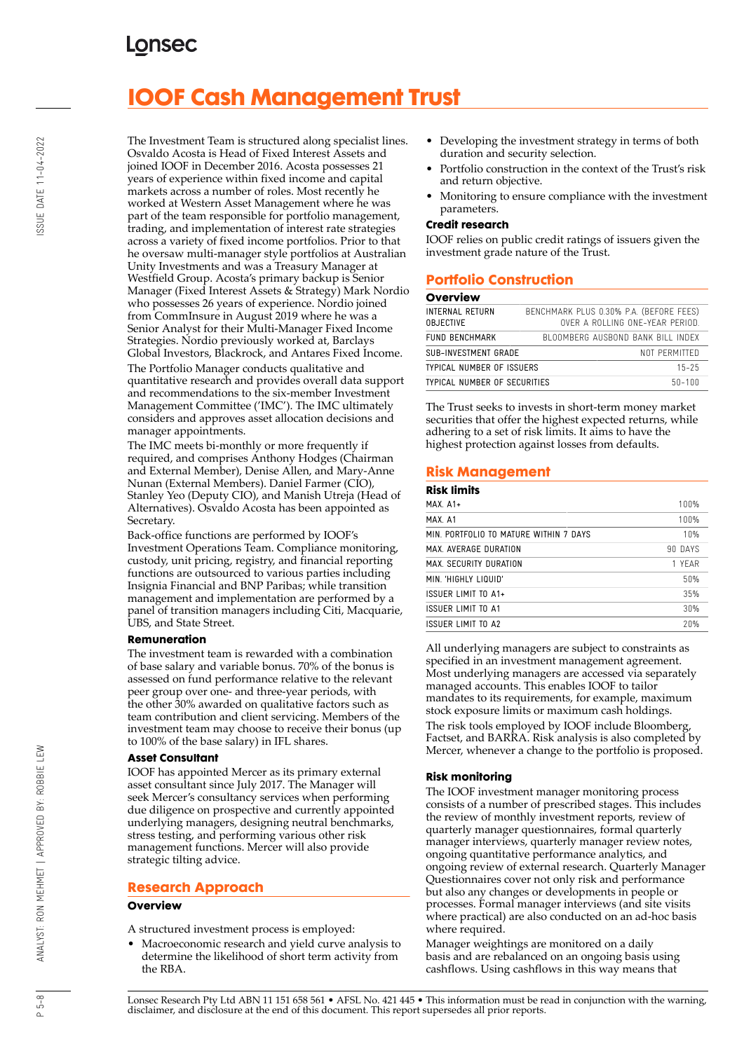# IOOF Cash Management Trust

The Investment Team is structured along specialist lines. Osvaldo Acosta is Head of Fixed Interest Assets and joined IOOF in December 2016. Acosta possesses 21 years of experience within fixed income and capital markets across a number of roles. Most recently he worked at Western Asset Management where he was part of the team responsible for portfolio management, trading, and implementation of interest rate strategies across a variety of fixed income portfolios. Prior to that he oversaw multi-manager style portfolios at Australian Unity Investments and was a Treasury Manager at Westfield Group. Acosta's primary backup is Senior Manager (Fixed Interest Assets & Strategy) Mark Nordio who possesses 26 years of experience. Nordio joined from CommInsure in August 2019 where he was a Senior Analyst for their Multi-Manager Fixed Income Strategies. Nordio previously worked at, Barclays Global Investors, Blackrock, and Antares Fixed Income.

The Portfolio Manager conducts qualitative and quantitative research and provides overall data support and recommendations to the six-member Investment Management Committee ('IMC'). The IMC ultimately considers and approves asset allocation decisions and manager appointments.

The IMC meets bi-monthly or more frequently if required, and comprises Anthony Hodges (Chairman and External Member), Denise Allen, and Mary-Anne Nunan (External Members). Daniel Farmer (CIO), Stanley Yeo (Deputy CIO), and Manish Utreja (Head of Alternatives). Osvaldo Acosta has been appointed as Secretary.

Back-office functions are performed by IOOF's Investment Operations Team. Compliance monitoring, custody, unit pricing, registry, and financial reporting functions are outsourced to various parties including Insignia Financial and BNP Paribas; while transition management and implementation are performed by a panel of transition managers including Citi, Macquarie, UBS, and State Street.

### Remuneration

The investment team is rewarded with a combination of base salary and variable bonus. 70% of the bonus is assessed on fund performance relative to the relevant peer group over one- and three-year periods, with the other 30% awarded on qualitative factors such as team contribution and client servicing. Members of the investment team may choose to receive their bonus (up to 100% of the base salary) in IFL shares.

### Asset Consultant

IOOF has appointed Mercer as its primary external asset consultant since July 2017. The Manager will seek Mercer's consultancy services when performing due diligence on prospective and currently appointed underlying managers, designing neutral benchmarks, stress testing, and performing various other risk management functions. Mercer will also provide strategic tilting advice.

## Research Approach

### Overview

A structured investment process is employed:

- Macroeconomic research and yield curve analysis to determine the likelihood of short term activity from the RBA.
- Developing the investment strategy in terms of both duration and security selection.
- Portfolio construction in the context of the Trust's risk and return objective.
- Monitoring to ensure compliance with the investment parameters.

### Credit research

IOOF relies on public credit ratings of issuers given the investment grade nature of the Trust.

## Portfolio Construction

### Overview

| | |
|---|---|
| INTERNAL RETURN OBJECTIVE | BENCHMARK PLUS 0.30% P.A. (BEFORE FEES) OVER A ROLLING ONE-YEAR PERIOD. |
| FUND BENCHMARK | BLOOMBERG AUSBOND BANK BILL INDEX |
| SUB-INVESTMENT GRADE | NOT PERMITTED |
| TYPICAL NUMBER OF ISSUERS | 15-25 |
| TYPICAL NUMBER OF SECURITIES | 50-100 |

The Trust seeks to invests in short-term money market securities that offer the highest expected returns, while adhering to a set of risk limits. It aims to have the highest protection against losses from defaults.

## Risk Management

### Risk limits

| | |
|---|---|
| MAX. A1+ | 100% |
| MAX. A1 | 100% |
| MIN. PORTFOLIO TO MATURE WITHIN 7 DAYS | 10% |
| MAX. AVERAGE DURATION | 90 DAYS |
| MAX. SECURITY DURATION | 1 YEAR |
| MIN. 'HIGHLY LIQUID' | 50% |
| ISSUER LIMIT TO A1+ | 35% |
| ISSUER LIMIT TO A1 | 30% |
| ISSUER LIMIT TO A2 | 20% |

All underlying managers are subject to constraints as specified in an investment management agreement. Most underlying managers are accessed via separately managed accounts. This enables IOOF to tailor mandates to its requirements, for example, maximum stock exposure limits or maximum cash holdings.

The risk tools employed by IOOF include Bloomberg, Factset, and BARRA. Risk analysis is also completed by Mercer, whenever a change to the portfolio is proposed.

### Risk monitoring

The IOOF investment manager monitoring process consists of a number of prescribed stages. This includes the review of monthly investment reports, review of quarterly manager questionnaires, formal quarterly manager interviews, quarterly manager review notes, ongoing quantitative performance analytics, and ongoing review of external research. Quarterly Manager Questionnaires cover not only risk and performance but also any changes or developments in people or processes. Formal manager interviews (and site visits where practical) are also conducted on an ad-hoc basis where required.

Manager weightings are monitored on a daily basis and are rebalanced on an ongoing basis using cashflows. Using cashflows in this way means that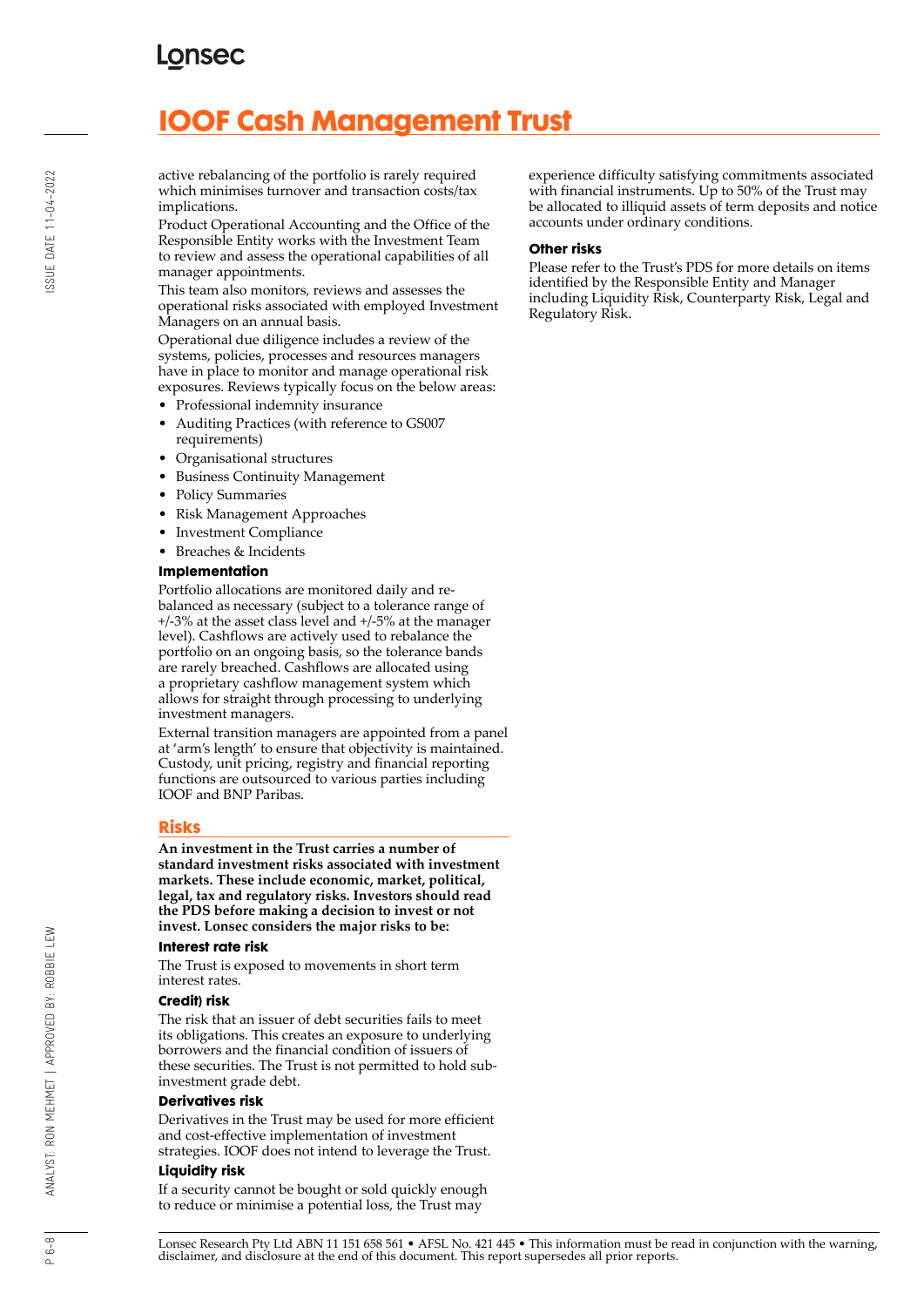active rebalancing of the portfolio is rarely required which minimises turnover and transaction costs/tax implications.

Product Operational Accounting and the Office of the Responsible Entity works with the Investment Team to review and assess the operational capabilities of all manager appointments.

This team also monitors, reviews and assesses the operational risks associated with employed Investment Managers on an annual basis.

Operational due diligence includes a review of the systems, policies, processes and resources managers have in place to monitor and manage operational risk exposures. Reviews typically focus on the below areas:

- Professional indemnity insurance
- Auditing Practices (with reference to GS007 requirements)
- Organisational structures
- Business Continuity Management
- Policy Summaries
- Risk Management Approaches
- Investment Compliance
- Breaches & Incidents

### Implementation

Portfolio allocations are monitored daily and re-balanced as necessary (subject to a tolerance range of +/-3% at the asset class level and +/-5% at the manager level). Cashflows are actively used to rebalance the portfolio on an ongoing basis, so the tolerance bands are rarely breached. Cashflows are allocated using a proprietary cashflow management system which allows for straight through processing to underlying investment managers.

External transition managers are appointed from a panel at 'arm's length' to ensure that objectivity is maintained. Custody, unit pricing, registry and financial reporting functions are outsourced to various parties including IOOF and BNP Paribas.

## Risks

**An investment in the Trust carries a number of standard investment risks associated with investment markets. These include economic, market, political, legal, tax and regulatory risks. Investors should read the PDS before making a decision to invest or not invest. Lonsec considers the major risks to be:**

### Interest rate risk

The Trust is exposed to movements in short term interest rates.

### Credit) risk

The risk that an issuer of debt securities fails to meet its obligations. This creates an exposure to underlying borrowers and the financial condition of issuers of these securities. The Trust is not permitted to hold sub-investment grade debt.

### Derivatives risk

Derivatives in the Trust may be used for more efficient and cost-effective implementation of investment strategies. IOOF does not intend to leverage the Trust.

### Liquidity risk

If a security cannot be bought or sold quickly enough to reduce or minimise a potential loss, the Trust may experience difficulty satisfying commitments associated with financial instruments. Up to 50% of the Trust may be allocated to illiquid assets of term deposits and notice accounts under ordinary conditions.

### Other risks

Please refer to the Trust's PDS for more details on items identified by the Responsible Entity and Manager including Liquidity Risk, Counterparty Risk, Legal and Regulatory Risk.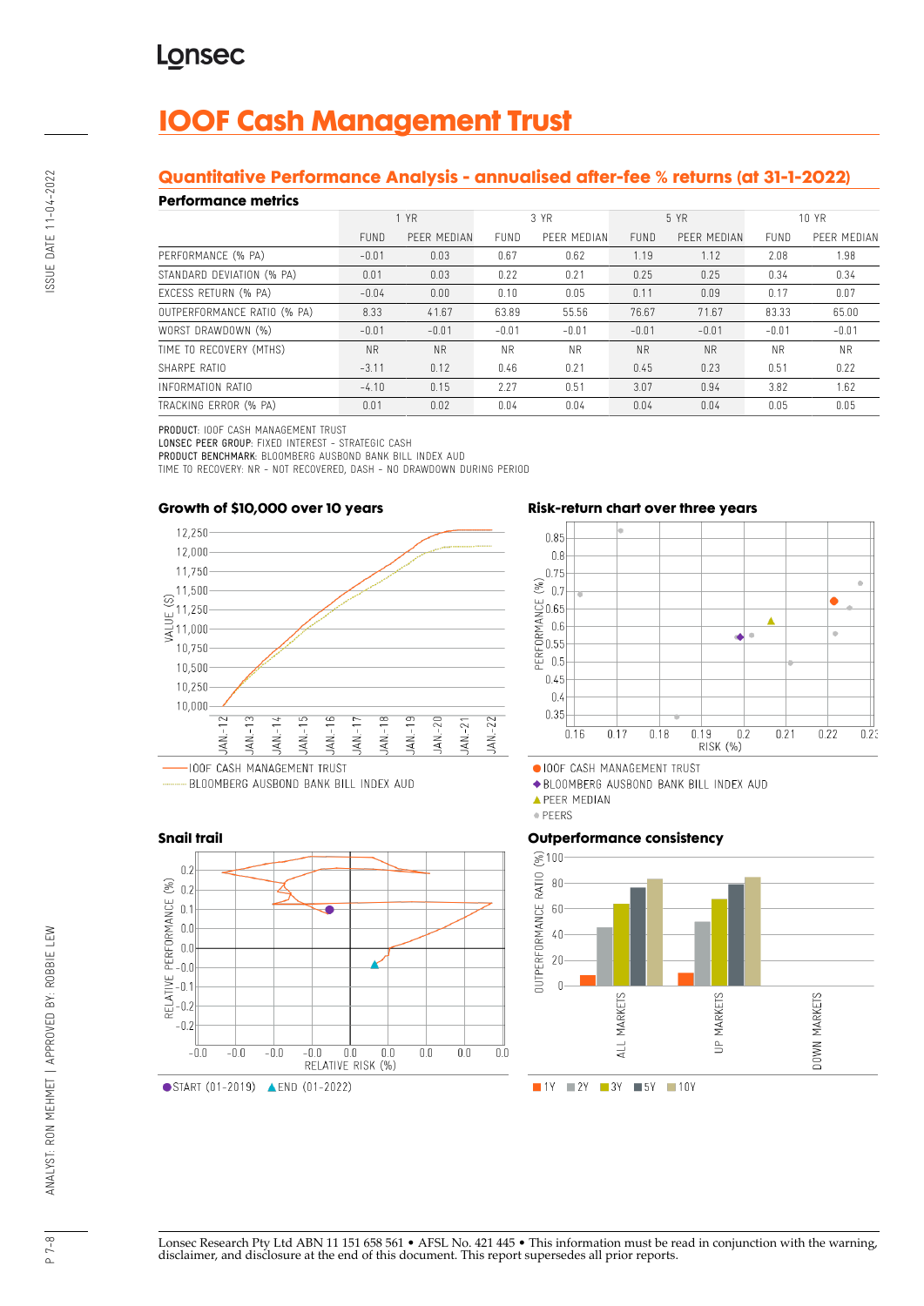# IOOF Cash Management Trust

## Quantitative Performance Analysis - annualised after-fee % returns (at 31-1-2022)

### Performance metrics

| | 1 YR | | 3 YR | | 5 YR | | 10 YR | |
|---|---|---|---|---|---|---|---|---|
| | FUND | PEER MEDIAN | FUND | PEER MEDIAN | FUND | PEER MEDIAN | FUND | PEER MEDIAN |
| PERFORMANCE (% PA) | -0.01 | 0.03 | 0.67 | 0.62 | 1.19 | 1.12 | 2.08 | 1.98 |
| STANDARD DEVIATION (% PA) | 0.01 | 0.03 | 0.22 | 0.21 | 0.25 | 0.25 | 0.34 | 0.34 |
| EXCESS RETURN (% PA) | -0.04 | 0.00 | 0.10 | 0.05 | 0.11 | 0.09 | 0.17 | 0.07 |
| OUTPERFORMANCE RATIO (% PA) | 8.33 | 41.67 | 63.89 | 55.56 | 76.67 | 71.67 | 83.33 | 65.00 |
| WORST DRAWDOWN (%) | -0.01 | -0.01 | -0.01 | -0.01 | -0.01 | -0.01 | -0.01 | -0.01 |
| TIME TO RECOVERY (MTHS) | NR | NR | NR | NR | NR | NR | NR | NR |
| SHARPE RATIO | -3.11 | 0.12 | 0.46 | 0.21 | 0.45 | 0.23 | 0.51 | 0.22 |
| INFORMATION RATIO | -4.10 | 0.15 | 2.27 | 0.51 | 3.07 | 0.94 | 3.82 | 1.62 |
| TRACKING ERROR (% PA) | 0.01 | 0.02 | 0.04 | 0.04 | 0.04 | 0.04 | 0.05 | 0.05 |

**PRODUCT:** IOOF CASH MANAGEMENT TRUST
**LONSEC PEER GROUP:** FIXED INTEREST - STRATEGIC CASH
**PRODUCT BENCHMARK:** BLOOMBERG AUSBOND BANK BILL INDEX AUD
TIME TO RECOVERY: NR - NOT RECOVERED, DASH - NO DRAWDOWN DURING PERIOD

### Growth of $10,000 over 10 years

IOOF CASH MANAGEMENT TRUST
BLOOMBERG AUSBOND BANK BILL INDEX AUD

### Risk-return chart over three years

IOOF CASH MANAGEMENT TRUST
BLOOMBERG AUSBOND BANK BILL INDEX AUD
PEER MEDIAN
PEERS

### Snail trail

START (01-2019) END (01-2022)

### Outperformance consistency

1Y 2Y 3Y 5Y 10Y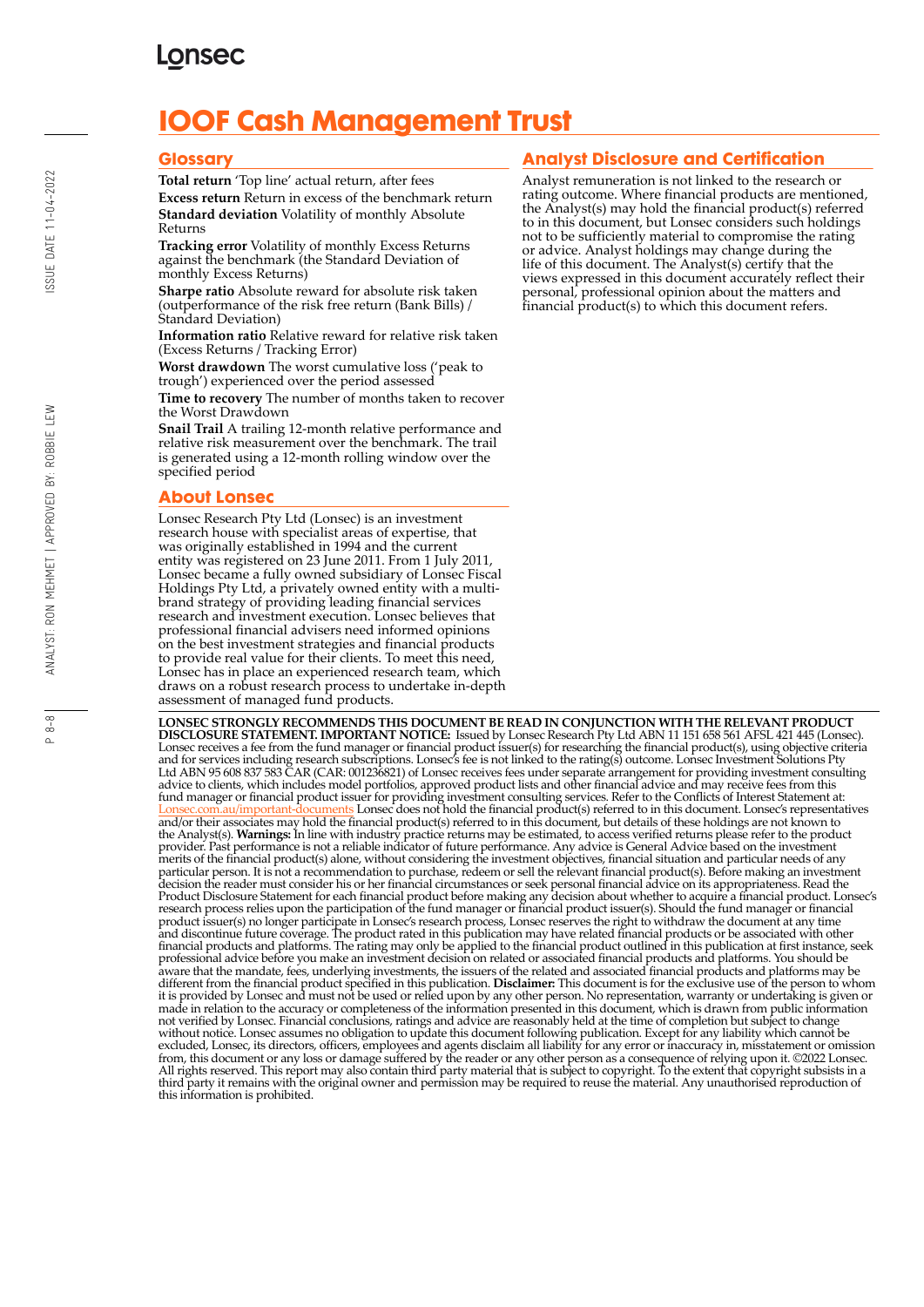# IOOF Cash Management Trust

## Glossary

**Total return** 'Top line' actual return, after fees

**Excess return** Return in excess of the benchmark return

**Standard deviation** Volatility of monthly Absolute Returns

**Tracking error** Volatility of monthly Excess Returns against the benchmark (the Standard Deviation of monthly Excess Returns)

**Sharpe ratio** Absolute reward for absolute risk taken (outperformance of the risk free return (Bank Bills) / Standard Deviation)

**Information ratio** Relative reward for relative risk taken (Excess Returns / Tracking Error)

**Worst drawdown** The worst cumulative loss ('peak to trough') experienced over the period assessed

**Time to recovery** The number of months taken to recover the Worst Drawdown

**Snail Trail** A trailing 12-month relative performance and relative risk measurement over the benchmark. The trail is generated using a 12-month rolling window over the specified period

## About Lonsec

Lonsec Research Pty Ltd (Lonsec) is an investment research house with specialist areas of expertise, that was originally established in 1994 and the current entity was registered on 23 June 2011. From 1 July 2011, Lonsec became a fully owned subsidiary of Lonsec Fiscal Holdings Pty Ltd, a privately owned entity with a multi-brand strategy of providing leading financial services research and investment execution. Lonsec believes that professional financial advisers need informed opinions on the best investment strategies and financial products to provide real value for their clients. To meet this need, Lonsec has in place an experienced research team, which draws on a robust research process to undertake in-depth assessment of managed fund products.

## Analyst Disclosure and Certification

Analyst remuneration is not linked to the research or rating outcome. Where financial products are mentioned, the Analyst(s) may hold the financial product(s) referred to in this document, but Lonsec considers such holdings not to be sufficiently material to compromise the rating or advice. Analyst holdings may change during the life of this document. The Analyst(s) certify that the views expressed in this document accurately reflect their personal, professional opinion about the matters and financial product(s) to which this document refers.

**LONSEC STRONGLY RECOMMENDS THIS DOCUMENT BE READ IN CONJUNCTION WITH THE RELEVANT PRODUCT DISCLOSURE STATEMENT. IMPORTANT NOTICE:** Issued by Lonsec Research Pty Ltd ABN 11 151 658 561 AFSL 421 445 (Lonsec). Lonsec receives a fee from the fund manager or financial product issuer(s) for researching the financial product(s), using objective criteria and for services including research subscriptions. Lonsec's fee is not linked to the rating(s) outcome. Lonsec Investment Solutions Pty Ltd ABN 95 608 837 583 CAR (CAR: 001236821) of Lonsec receives fees under separate arrangement for providing investment consulting advice to clients, which includes model portfolios, approved product lists and other financial advice and may receive fees from this fund manager or financial product issuer for providing investment consulting services. Refer to the Conflicts of Interest Statement at: Lonsec.com.au/important-documents Lonsec does not hold the financial product(s) referred to in this document. Lonsec's representatives and/or their associates may hold the financial product(s) referred to in this document, but details of these holdings are not known to the Analyst(s). **Warnings:** In line with industry practice returns may be estimated, to access verified returns please refer to the product provider. Past performance is not a reliable indicator of future performance. Any advice is General Advice based on the investment merits of the financial product(s) alone, without considering the investment objectives, financial situation and particular needs of any particular person. It is not a recommendation to purchase, redeem or sell the relevant financial product(s). Before making an investment decision the reader must consider his or her financial circumstances or seek personal financial advice on its appropriateness. Read the Product Disclosure Statement for each financial product before making any decision about whether to acquire a financial product. Lonsec's research process relies upon the participation of the fund manager or financial product issuer(s). Should the fund manager or financial product issuer(s) no longer participate in Lonsec's research process, Lonsec reserves the right to withdraw the document at any time and discontinue future coverage. The product rated in this publication may have related financial products or be associated with other financial products and platforms. The rating may only be applied to the financial product outlined in this publication at first instance, seek professional advice before you make an investment decision on related or associated financial products and platforms. You should be aware that the mandate, fees, underlying investments, the issuers of the related and associated financial products and platforms may be different from the financial product specified in this publication. **Disclaimer:** This document is for the exclusive use of the person to whom it is provided by Lonsec and must not be used or relied upon by any other person. No representation, warranty or undertaking is given or made in relation to the accuracy or completeness of the information presented in this document, which is drawn from public information not verified by Lonsec. Financial conclusions, ratings and advice are reasonably held at the time of completion but subject to change without notice. Lonsec assumes no obligation to update this document following publication. Except for any liability which cannot be excluded, Lonsec, its directors, officers, employees and agents disclaim all liability for any error or inaccuracy in, misstatement or omission from, this document or any loss or damage suffered by the reader or any other person as a consequence of relying upon it. ©2022 Lonsec. All rights reserved. This report may also contain third party material that is subject to copyright. To the extent that copyright subsists in a third party it remains with the original owner and permission may be required to reuse the material. Any unauthorised reproduction of this information is prohibited.